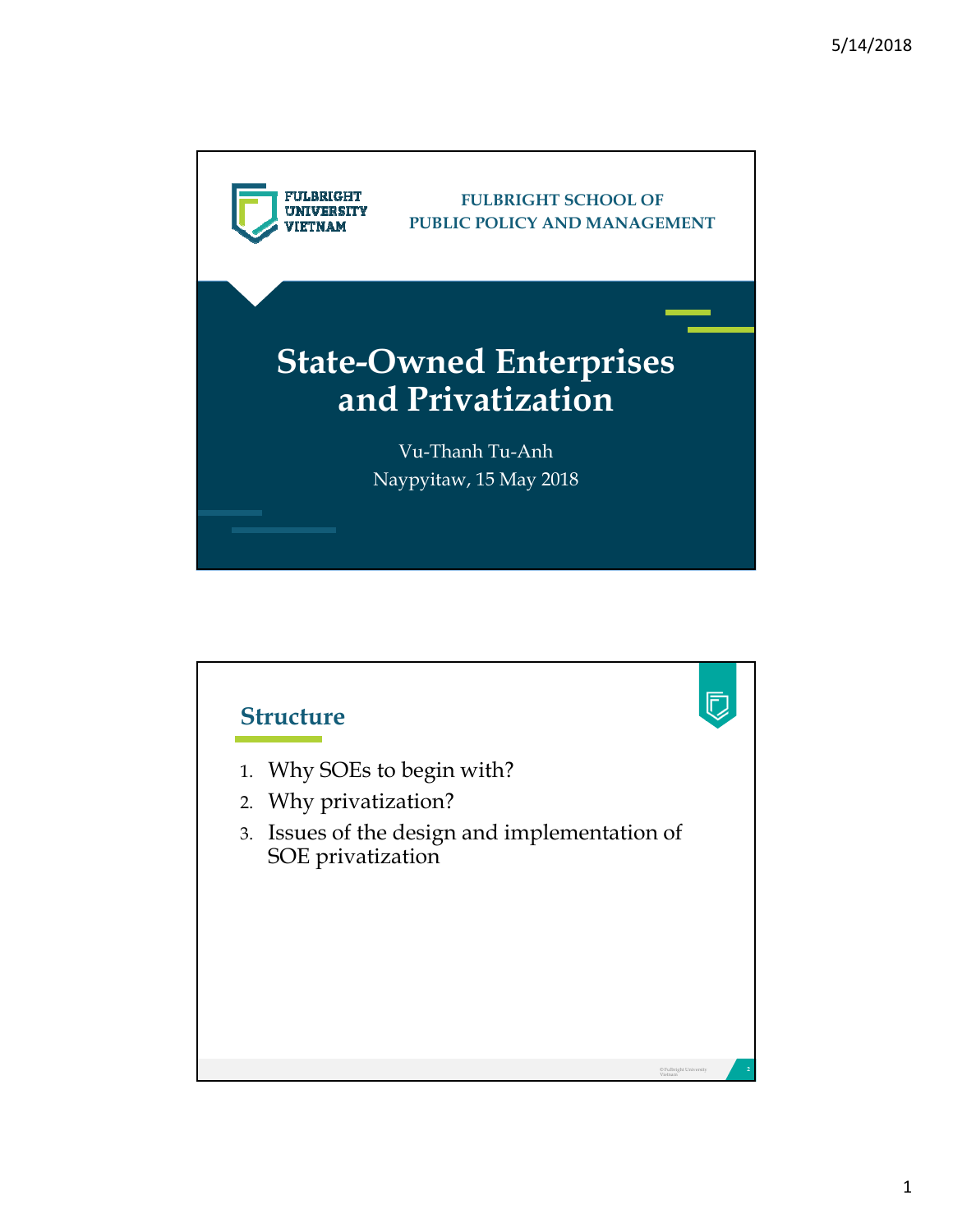FULBRIGHT UNIVERSITY VIETNAM

FULBRIGHT SCHOOL OF PUBLIC POLICY AND MANAGEMENT

# State-Owned Enterprises and Privatization

Vu-Thanh Tu-Anh

Naypyitaw, 15 May 2018

## Structure

1. Why SOEs to begin with?
2. Why privatization?
3. Issues of the design and implementation of SOE privatization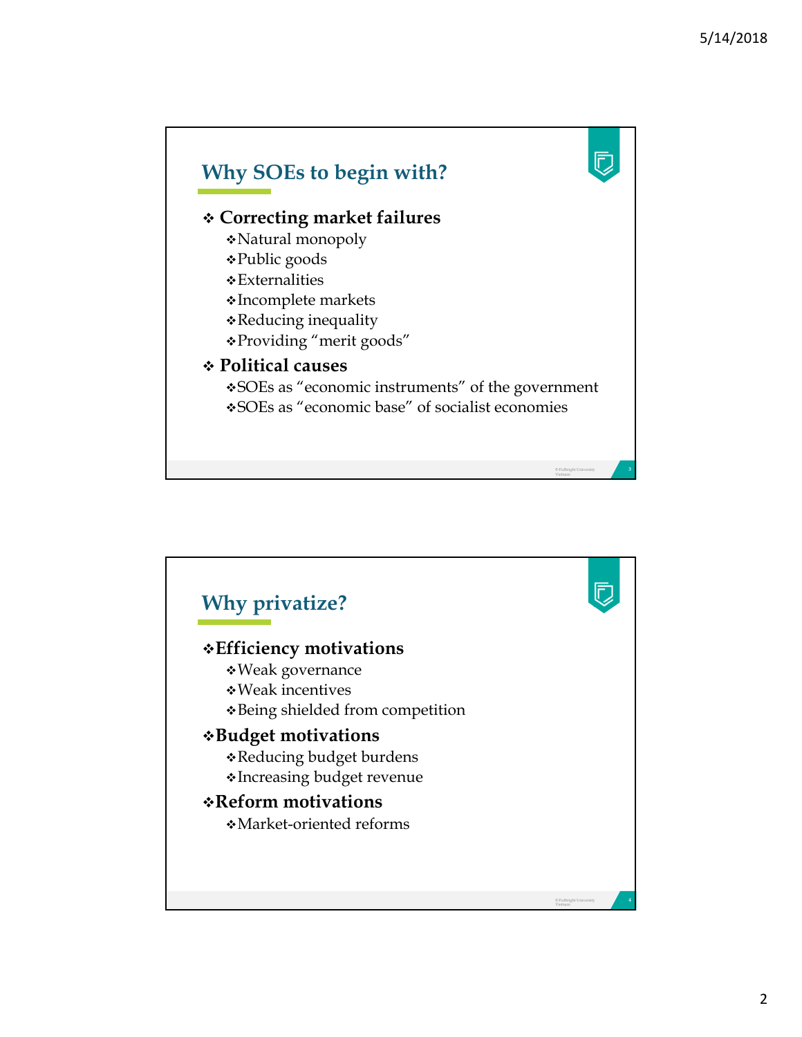## Why SOEs to begin with?

- **Correcting market failures**
  - Natural monopoly
  - Public goods
  - Externalities
  - Incomplete markets
  - Reducing inequality
  - Providing "merit goods"
- **Political causes**
  - SOEs as "economic instruments" of the government
  - SOEs as "economic base" of socialist economies

## Why privatize?

- **Efficiency motivations**
  - Weak governance
  - Weak incentives
  - Being shielded from competition
- **Budget motivations**
  - Reducing budget burdens
  - Increasing budget revenue
- **Reform motivations**
  - Market-oriented reforms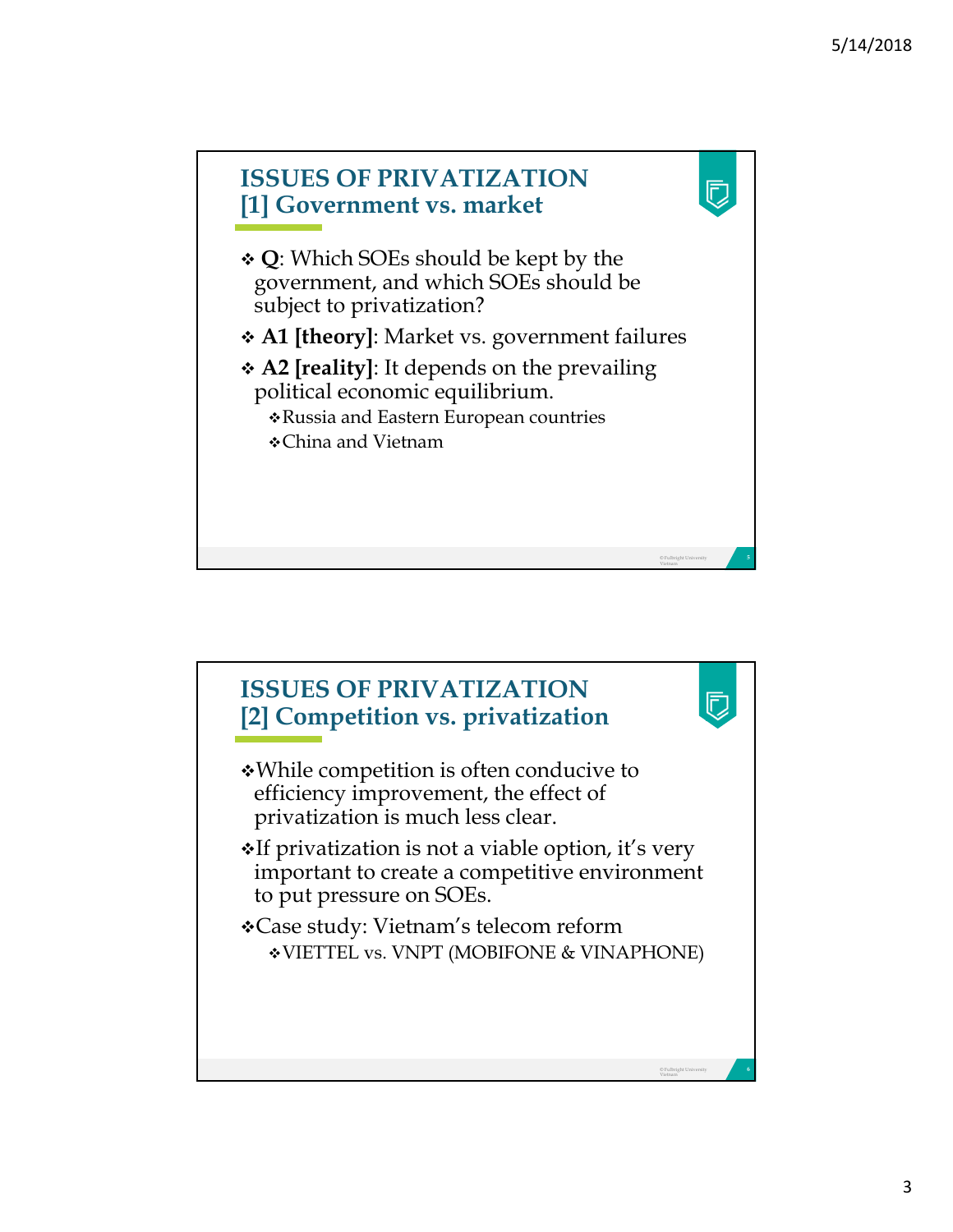## ISSUES OF PRIVATIZATION
## [1] Government vs. market

- **Q**: Which SOEs should be kept by the government, and which SOEs should be subject to privatization?
- **A1 [theory]**: Market vs. government failures
- **A2 [reality]**: It depends on the prevailing political economic equilibrium.
  - Russia and Eastern European countries
  - China and Vietnam

## ISSUES OF PRIVATIZATION
## [2] Competition vs. privatization

- While competition is often conducive to efficiency improvement, the effect of privatization is much less clear.
- If privatization is not a viable option, it's very important to create a competitive environment to put pressure on SOEs.
- Case study: Vietnam's telecom reform
  - VIETTEL vs. VNPT (MOBIFONE & VINAPHONE)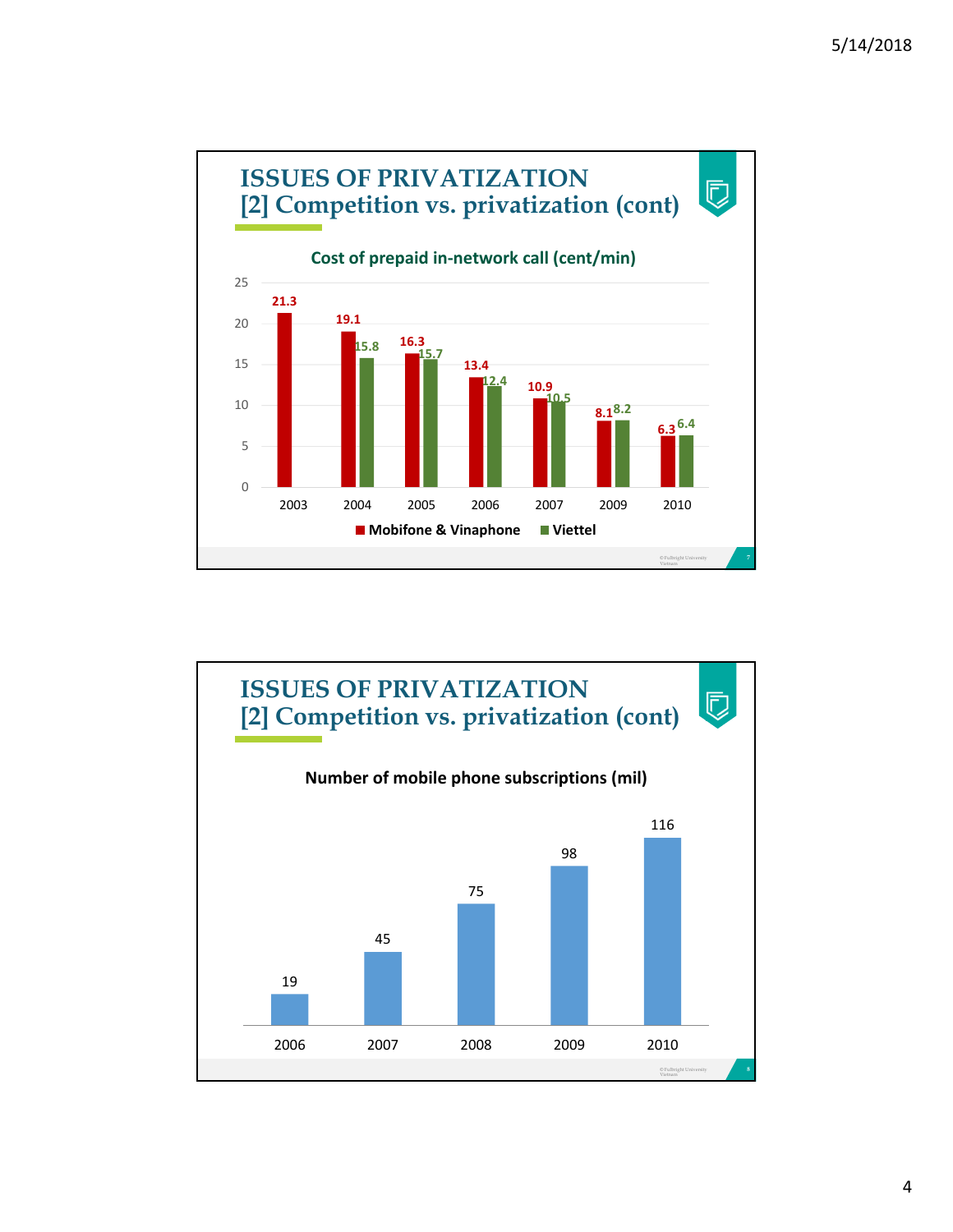## ISSUES OF PRIVATIZATION
## [2] Competition vs. privatization (cont)

**Cost of prepaid in-network call (cent/min)**

| Year | Mobifone & Vinaphone | Viettel |
|---|---|---|
| 2003 | 21.3 | |
| 2004 | 19.1 | 15.8 |
| 2005 | 16.3 | 15.7 |
| 2006 | 13.4 | 12.4 |
| 2007 | 10.9 | 10.5 |
| 2009 | 8.1 | 8.2 |
| 2010 | 6.3 | 6.4 |

## ISSUES OF PRIVATIZATION
## [2] Competition vs. privatization (cont)

**Number of mobile phone subscriptions (mil)**

| Year | Subscriptions (mil) |
|---|---|
| 2006 | 19 |
| 2007 | 45 |
| 2008 | 75 |
| 2009 | 98 |
| 2010 | 116 |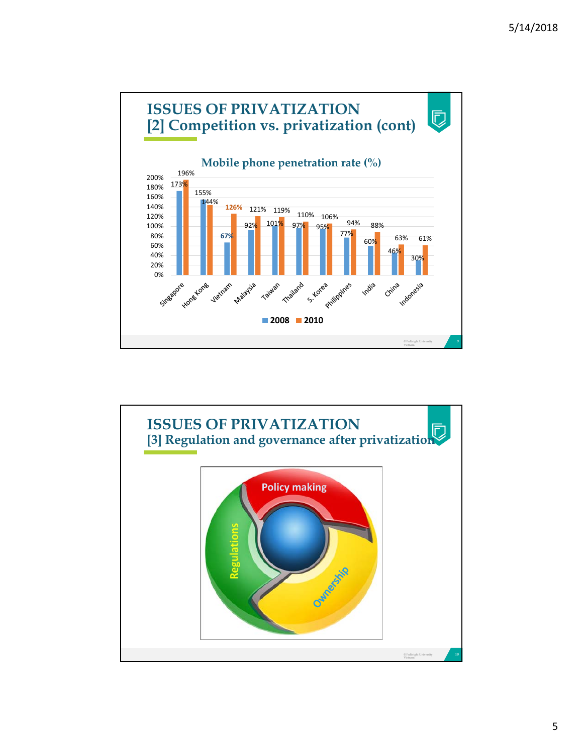# ISSUES OF PRIVATIZATION
## [2] Competition vs. privatization (cont)

**Mobile phone penetration rate (%)**

| Country | 2008 | 2010 |
|---|---|---|
| Singapore | 173% | 196% |
| Hong Kong | 155% | 144% |
| Vietnam | 67% | 126% |
| Malaysia | 92% | 121% |
| Taiwan | 101% | 119% |
| Thailand | 97% | 110% |
| S. Korea | 95% | 106% |
| Philippines | 77% | 94% |
| India | 60% | 88% |
| China | 46% | 63% |
| Indonesia | 30% | 61% |

# ISSUES OF PRIVATIZATION
## [3] Regulation and governance after privatization

- Policy making
- Regulations
- Ownership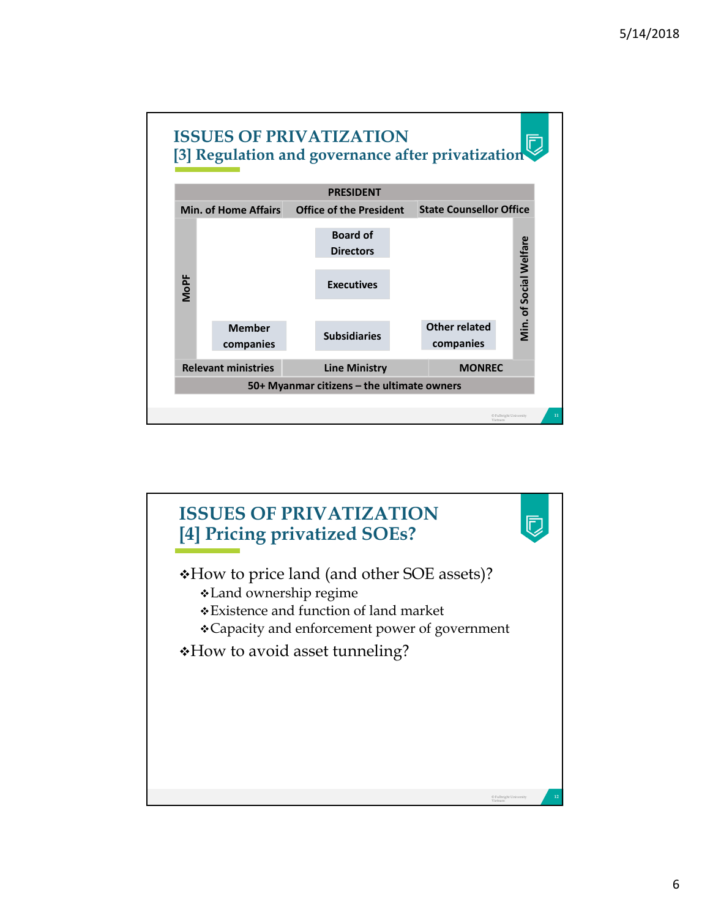# ISSUES OF PRIVATIZATION

## [3] Regulation and governance after privatization

| PRESIDENT | | |
|---|---|---|
| Min. of Home Affairs | Office of the President | State Counsellor Office |
| MoPF | Board of Directors | Min. of Social Welfare |
| | Executives | |
| Member companies | Subsidiaries | Other related companies |
| Relevant ministries | Line Ministry | MONREC |
| 50+ Myanmar citizens – the ultimate owners | | |

# ISSUES OF PRIVATIZATION

## [4] Pricing privatized SOEs?

- How to price land (and other SOE assets)?
  - Land ownership regime
  - Existence and function of land market
  - Capacity and enforcement power of government
- How to avoid asset tunneling?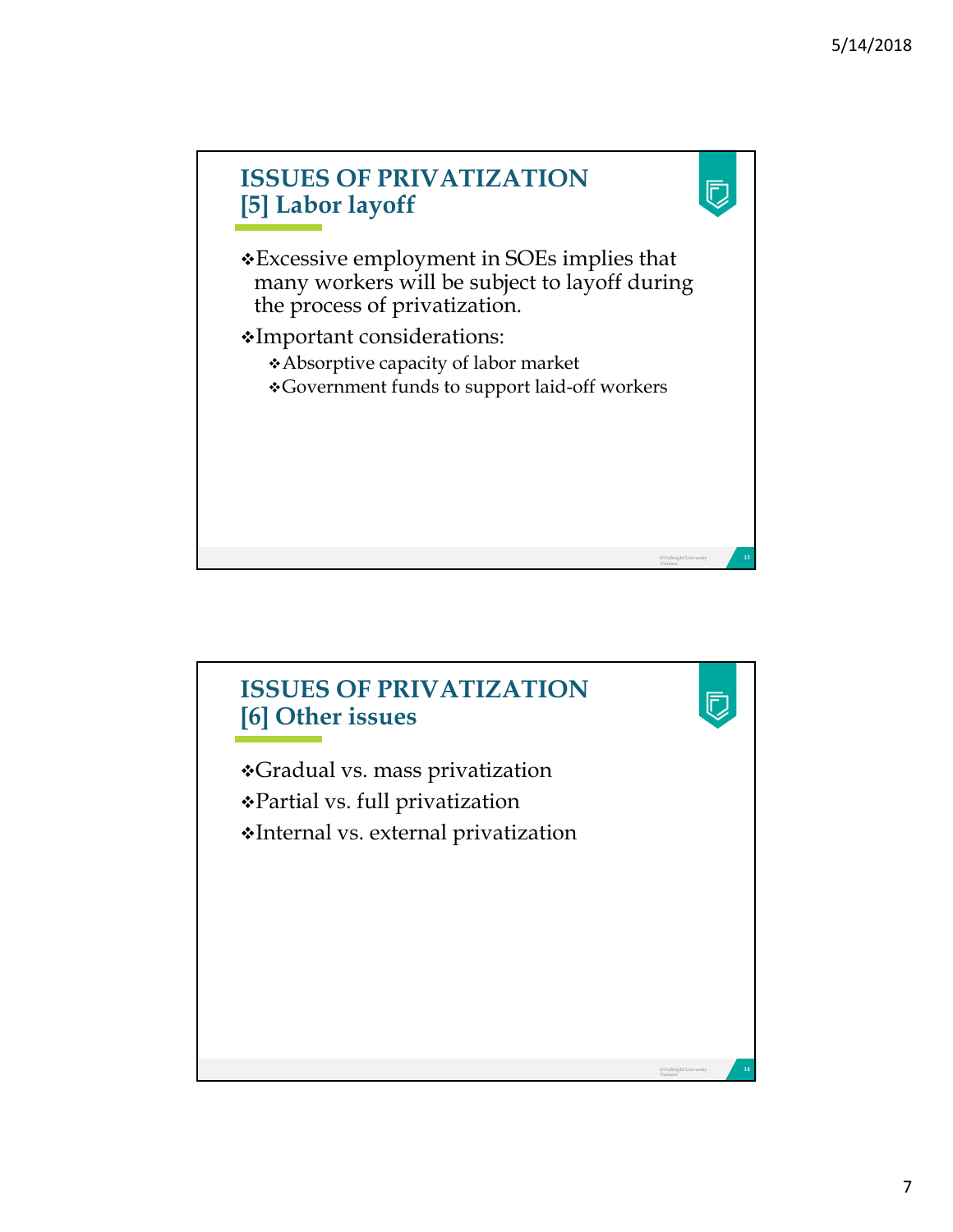## ISSUES OF PRIVATIZATION
## [5] Labor layoff

- Excessive employment in SOEs implies that many workers will be subject to layoff during the process of privatization.
- Important considerations:
  - Absorptive capacity of labor market
  - Government funds to support laid-off workers

## ISSUES OF PRIVATIZATION
## [6] Other issues

- Gradual vs. mass privatization
- Partial vs. full privatization
- Internal vs. external privatization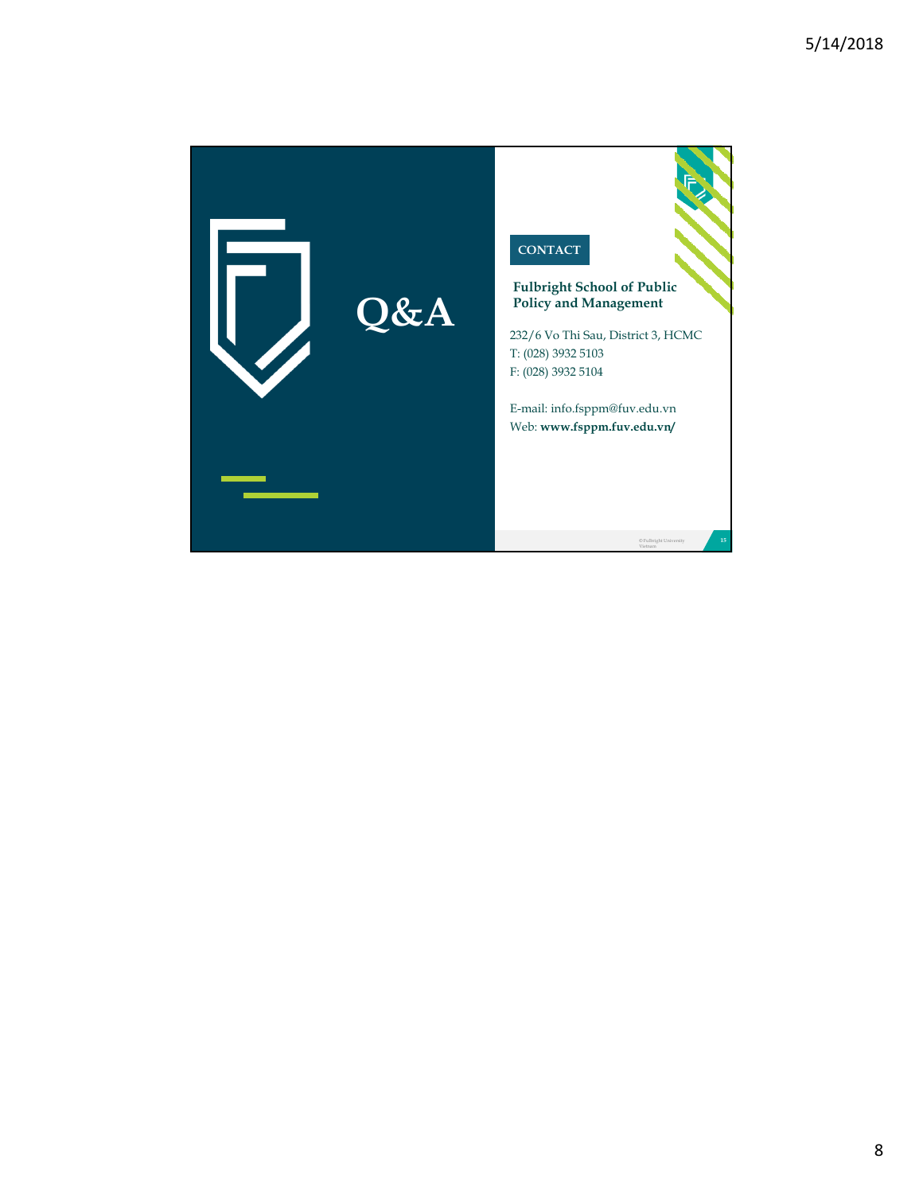# Q&A

**CONTACT**

**Fulbright School of Public Policy and Management**

232/6 Vo Thi Sau, District 3, HCMC
T: (028) 3932 5103
F: (028) 3932 5104

E-mail: info.fsppm@fuv.edu.vn
Web: **www.fsppm.fuv.edu.vn/**

© Fulbright University Vietnam